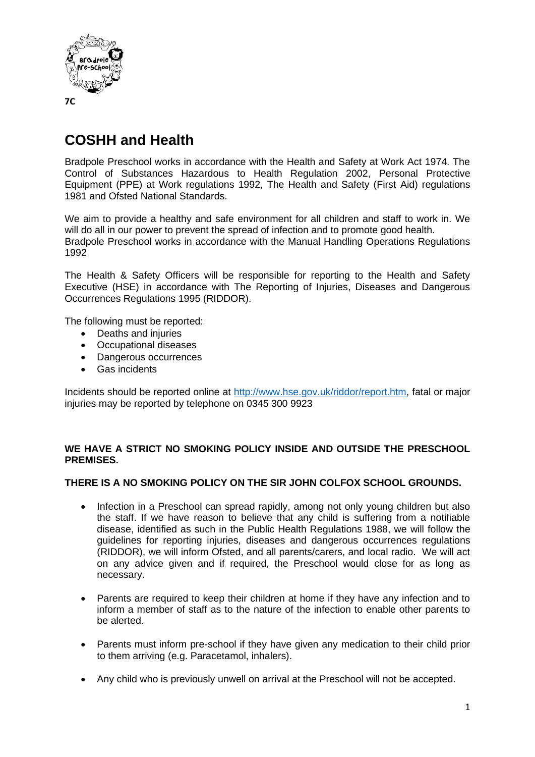7C

# COSHH and Health

Bradpole Preschool works in accordance with the Health and Safety at Work Act 1974. The Control of Substances Hazardous to Health Regulation 2002, Personal Protective Equipment (PPE) at Work regulations 1992, The Health and Safety (First Aid) regulations 1981 and Ofsted National Standards.

We aim to provide a healthy and safe environment for all children and staff to work in. We will do all in our power to prevent the spread of infection and to promote good health.
Bradpole Preschool works in accordance with the Manual Handling Operations Regulations 1992

The Health & Safety Officers will be responsible for reporting to the Health and Safety Executive (HSE) in accordance with The Reporting of Injuries, Diseases and Dangerous Occurrences Regulations 1995 (RIDDOR).

The following must be reported:

- Deaths and injuries
- Occupational diseases
- Dangerous occurrences
- Gas incidents

Incidents should be reported online at http://www.hse.gov.uk/riddor/report.htm, fatal or major injuries may be reported by telephone on 0345 300 9923

**WE HAVE A STRICT NO SMOKING POLICY INSIDE AND OUTSIDE THE PRESCHOOL PREMISES.**

**THERE IS A NO SMOKING POLICY ON THE SIR JOHN COLFOX SCHOOL GROUNDS.**

- Infection in a Preschool can spread rapidly, among not only young children but also the staff. If we have reason to believe that any child is suffering from a notifiable disease, identified as such in the Public Health Regulations 1988, we will follow the guidelines for reporting injuries, diseases and dangerous occurrences regulations (RIDDOR), we will inform Ofsted, and all parents/carers, and local radio. We will act on any advice given and if required, the Preschool would close for as long as necessary.

- Parents are required to keep their children at home if they have any infection and to inform a member of staff as to the nature of the infection to enable other parents to be alerted.

- Parents must inform pre-school if they have given any medication to their child prior to them arriving (e.g. Paracetamol, inhalers).

- Any child who is previously unwell on arrival at the Preschool will not be accepted.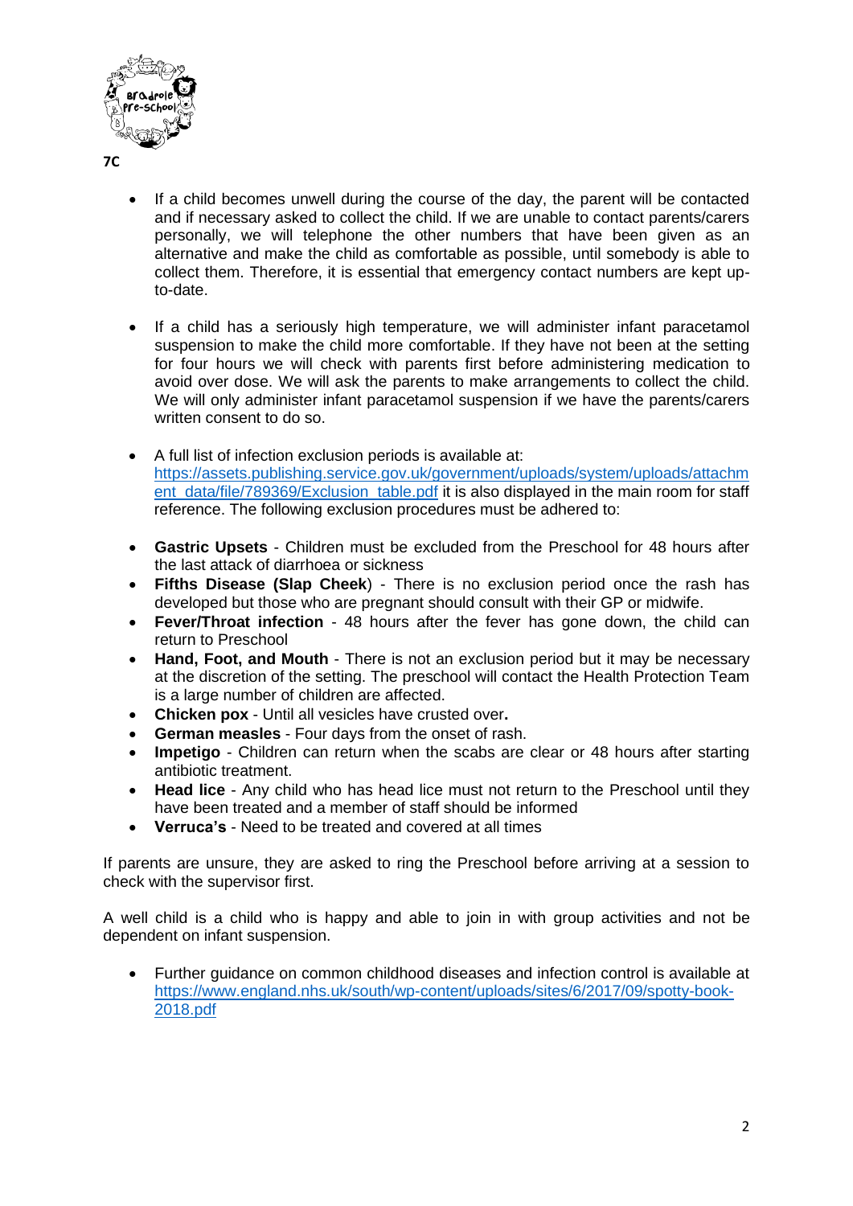7C

- If a child becomes unwell during the course of the day, the parent will be contacted and if necessary asked to collect the child. If we are unable to contact parents/carers personally, we will telephone the other numbers that have been given as an alternative and make the child as comfortable as possible, until somebody is able to collect them. Therefore, it is essential that emergency contact numbers are kept up-to-date.

- If a child has a seriously high temperature, we will administer infant paracetamol suspension to make the child more comfortable. If they have not been at the setting for four hours we will check with parents first before administering medication to avoid over dose. We will ask the parents to make arrangements to collect the child. We will only administer infant paracetamol suspension if we have the parents/carers written consent to do so.

- A full list of infection exclusion periods is available at: https://assets.publishing.service.gov.uk/government/uploads/system/uploads/attachment_data/file/789369/Exclusion_table.pdf it is also displayed in the main room for staff reference. The following exclusion procedures must be adhered to:

- **Gastric Upsets** - Children must be excluded from the Preschool for 48 hours after the last attack of diarrhoea or sickness
- **Fifths Disease (Slap Cheek**) - There is no exclusion period once the rash has developed but those who are pregnant should consult with their GP or midwife.
- **Fever/Throat infection** - 48 hours after the fever has gone down, the child can return to Preschool
- **Hand, Foot, and Mouth** - There is not an exclusion period but it may be necessary at the discretion of the setting. The preschool will contact the Health Protection Team is a large number of children are affected.
- **Chicken pox** - Until all vesicles have crusted over**.**
- **German measles** - Four days from the onset of rash.
- **Impetigo** - Children can return when the scabs are clear or 48 hours after starting antibiotic treatment.
- **Head lice** - Any child who has head lice must not return to the Preschool until they have been treated and a member of staff should be informed
- **Verruca's** - Need to be treated and covered at all times

If parents are unsure, they are asked to ring the Preschool before arriving at a session to check with the supervisor first.

A well child is a child who is happy and able to join in with group activities and not be dependent on infant suspension.

- Further guidance on common childhood diseases and infection control is available at https://www.england.nhs.uk/south/wp-content/uploads/sites/6/2017/09/spotty-book-2018.pdf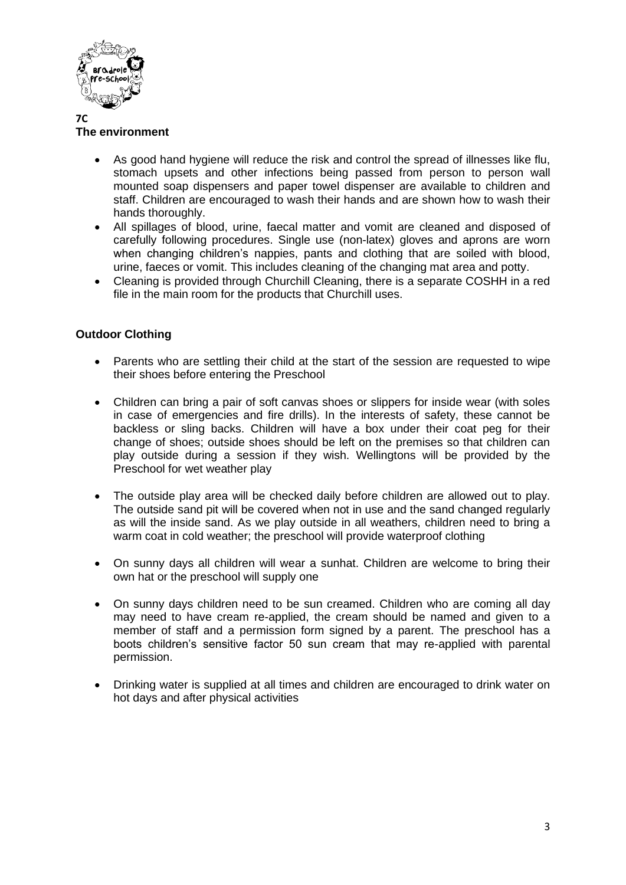**7C**

**The environment**

- As good hand hygiene will reduce the risk and control the spread of illnesses like flu, stomach upsets and other infections being passed from person to person wall mounted soap dispensers and paper towel dispenser are available to children and staff. Children are encouraged to wash their hands and are shown how to wash their hands thoroughly.
- All spillages of blood, urine, faecal matter and vomit are cleaned and disposed of carefully following procedures. Single use (non-latex) gloves and aprons are worn when changing children's nappies, pants and clothing that are soiled with blood, urine, faeces or vomit. This includes cleaning of the changing mat area and potty.
- Cleaning is provided through Churchill Cleaning, there is a separate COSHH in a red file in the main room for the products that Churchill uses.

**Outdoor Clothing**

- Parents who are settling their child at the start of the session are requested to wipe their shoes before entering the Preschool
- Children can bring a pair of soft canvas shoes or slippers for inside wear (with soles in case of emergencies and fire drills). In the interests of safety, these cannot be backless or sling backs. Children will have a box under their coat peg for their change of shoes; outside shoes should be left on the premises so that children can play outside during a session if they wish. Wellingtons will be provided by the Preschool for wet weather play
- The outside play area will be checked daily before children are allowed out to play. The outside sand pit will be covered when not in use and the sand changed regularly as will the inside sand. As we play outside in all weathers, children need to bring a warm coat in cold weather; the preschool will provide waterproof clothing
- On sunny days all children will wear a sunhat. Children are welcome to bring their own hat or the preschool will supply one
- On sunny days children need to be sun creamed. Children who are coming all day may need to have cream re-applied, the cream should be named and given to a member of staff and a permission form signed by a parent. The preschool has a boots children's sensitive factor 50 sun cream that may re-applied with parental permission.
- Drinking water is supplied at all times and children are encouraged to drink water on hot days and after physical activities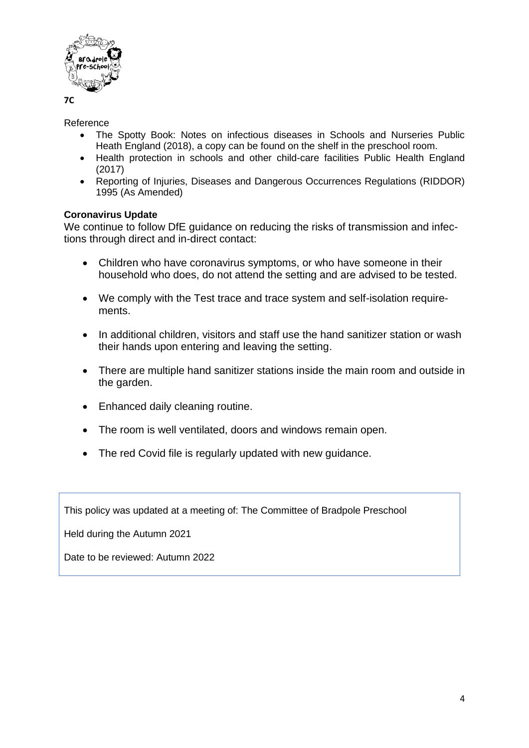**7C**

Reference

- The Spotty Book: Notes on infectious diseases in Schools and Nurseries Public Heath England (2018), a copy can be found on the shelf in the preschool room.
- Health protection in schools and other child-care facilities Public Health England (2017)
- Reporting of Injuries, Diseases and Dangerous Occurrences Regulations (RIDDOR) 1995 (As Amended)

**Coronavirus Update**

We continue to follow DfE guidance on reducing the risks of transmission and infections through direct and in-direct contact:

- Children who have coronavirus symptoms, or who have someone in their household who does, do not attend the setting and are advised to be tested.
- We comply with the Test trace and trace system and self-isolation requirements.
- In additional children, visitors and staff use the hand sanitizer station or wash their hands upon entering and leaving the setting.
- There are multiple hand sanitizer stations inside the main room and outside in the garden.
- Enhanced daily cleaning routine.
- The room is well ventilated, doors and windows remain open.
- The red Covid file is regularly updated with new guidance.

This policy was updated at a meeting of: The Committee of Bradpole Preschool

Held during the Autumn 2021

Date to be reviewed: Autumn 2022